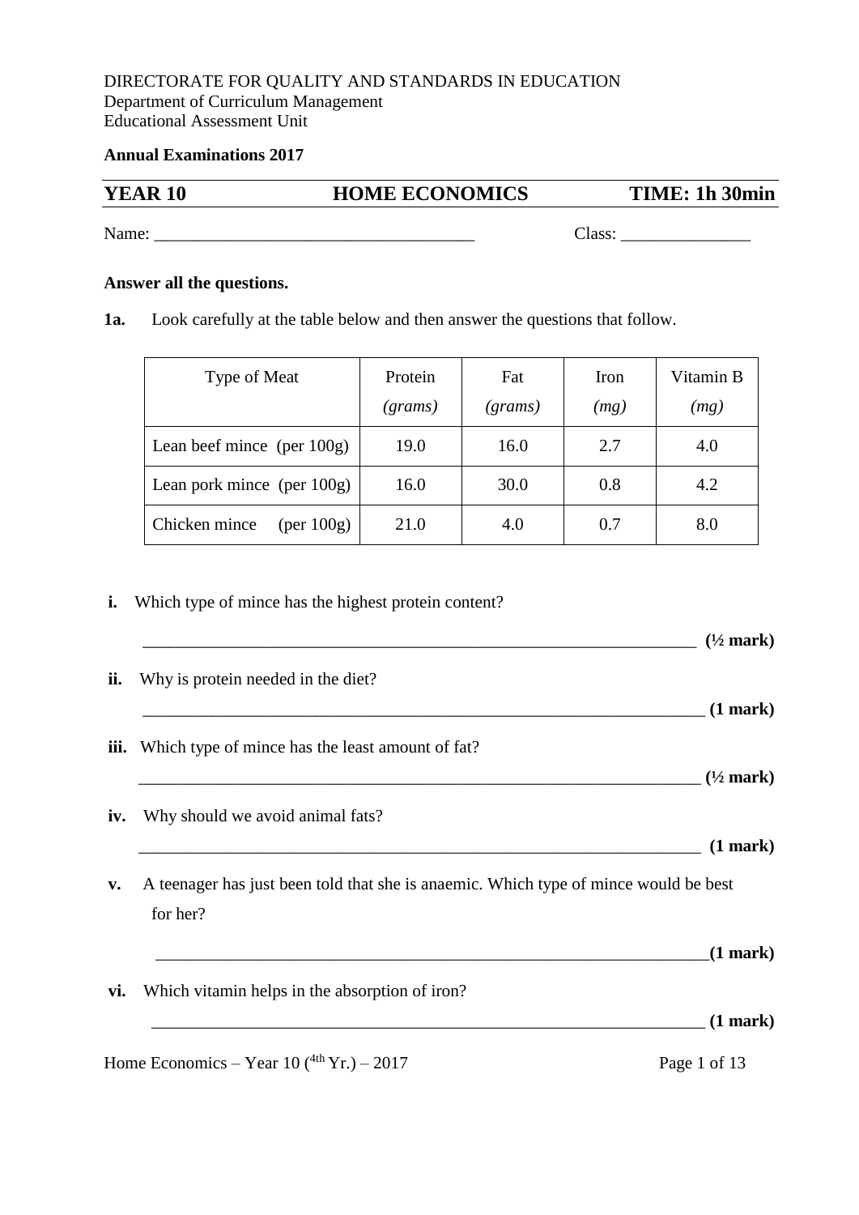DIRECTORATE FOR QUALITY AND STANDARDS IN EDUCATION
Department of Curriculum Management
Educational Assessment Unit

**Annual Examinations 2017**

| **YEAR 10** | **HOME ECONOMICS** | **TIME: 1h 30min** |
|---|---|---|

Name: ______________________________________ Class: _______________

**Answer all the questions.**

**1a.** Look carefully at the table below and then answer the questions that follow.

| Type of Meat | Protein *(grams)* | Fat *(grams)* | Iron *(mg)* | Vitamin B *(mg)* |
|---|---|---|---|---|
| Lean beef mince (per 100g) | 19.0 | 16.0 | 2.7 | 4.0 |
| Lean pork mince (per 100g) | 16.0 | 30.0 | 0.8 | 4.2 |
| Chicken mince (per 100g) | 21.0 | 4.0 | 0.7 | 8.0 |

**i.** Which type of mince has the highest protein content?

_________________________________________________________________ **(½ mark)**

**ii.** Why is protein needed in the diet?

_________________________________________________________________ **(1 mark)**

**iii.** Which type of mince has the least amount of fat?

_________________________________________________________________ **(½ mark)**

**iv.** Why should we avoid animal fats?

_________________________________________________________________ **(1 mark)**

**v.** A teenager has just been told that she is anaemic. Which type of mince would be best for her?

_________________________________________________________________ **(1 mark)**

**vi.** Which vitamin helps in the absorption of iron?

_________________________________________________________________ **(1 mark)**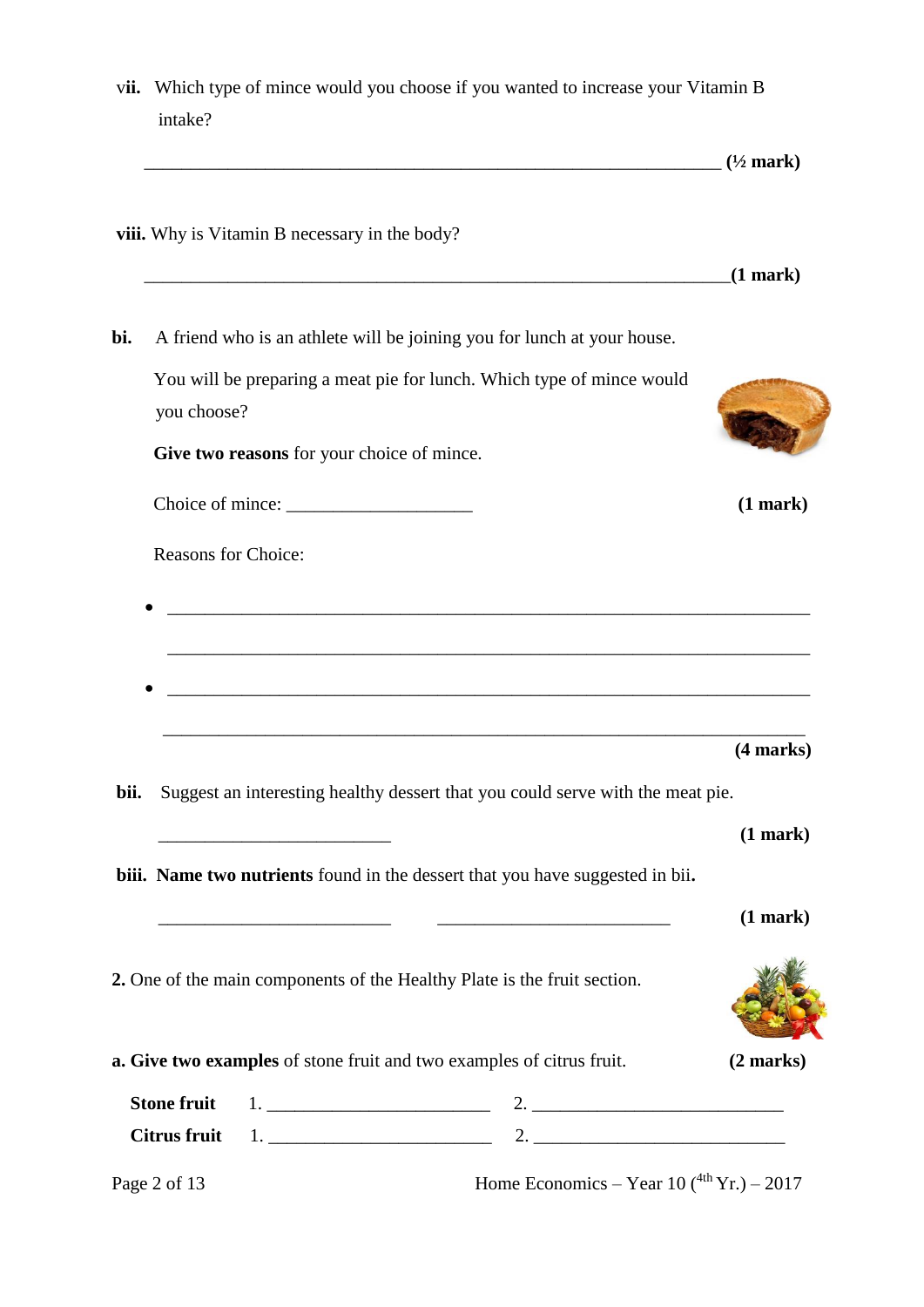**vii.** Which type of mince would you choose if you wanted to increase your Vitamin B intake?

_______________________________________________________________ **(½ mark)**

**viii.** Why is Vitamin B necessary in the body?

________________________________________________________________**(1 mark)**

**bi.** A friend who is an athlete will be joining you for lunch at your house.

You will be preparing a meat pie for lunch. Which type of mince would you choose?

**Give two reasons** for your choice of mince.

Choice of mince: ____________________ **(1 mark)**

Reasons for Choice:

- ______________________________________________________________________

  ______________________________________________________________________

- ______________________________________________________________________

  ______________________________________________________________________

**(4 marks)**

**bii.** Suggest an interesting healthy dessert that you could serve with the meat pie.

_________________________ **(1 mark)**

**biii. Name two nutrients** found in the dessert that you have suggested in bii**.**

_________________________ _________________________ **(1 mark)**

**2.** One of the main components of the Healthy Plate is the fruit section.

**a. Give two examples** of stone fruit and two examples of citrus fruit. **(2 marks)**

**Stone fruit** 1. ________________________ 2. ___________________________

**Citrus fruit** 1. ________________________ 2. ___________________________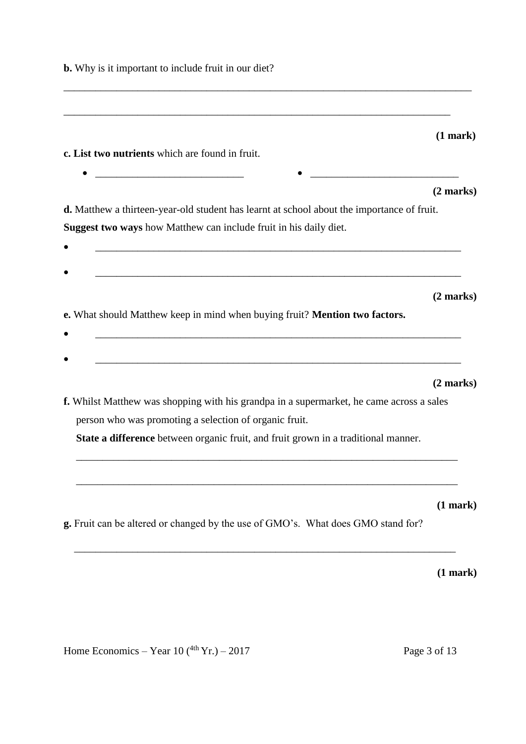**b.** Why is it important to include fruit in our diet?

_______________________________________________________________________________

___________________________________________________________________________

**(1 mark)**

**c. List two nutrients** which are found in fruit.

- ____________________________
- ____________________________

**(2 marks)**

**d.** Matthew a thirteen-year-old student has learnt at school about the importance of fruit. **Suggest two ways** how Matthew can include fruit in his daily diet.

- _______________________________________________________________________
- _______________________________________________________________________

**(2 marks)**

**e.** What should Matthew keep in mind when buying fruit? **Mention two factors.**

- _______________________________________________________________________
- _______________________________________________________________________

**(2 marks)**

**f.** Whilst Matthew was shopping with his grandpa in a supermarket, he came across a sales person who was promoting a selection of organic fruit.

**State a difference** between organic fruit, and fruit grown in a traditional manner.

_________________________________________________________________________

_________________________________________________________________________

**(1 mark)**

**g.** Fruit can be altered or changed by the use of GMO's. What does GMO stand for?

_________________________________________________________________________

**(1 mark)**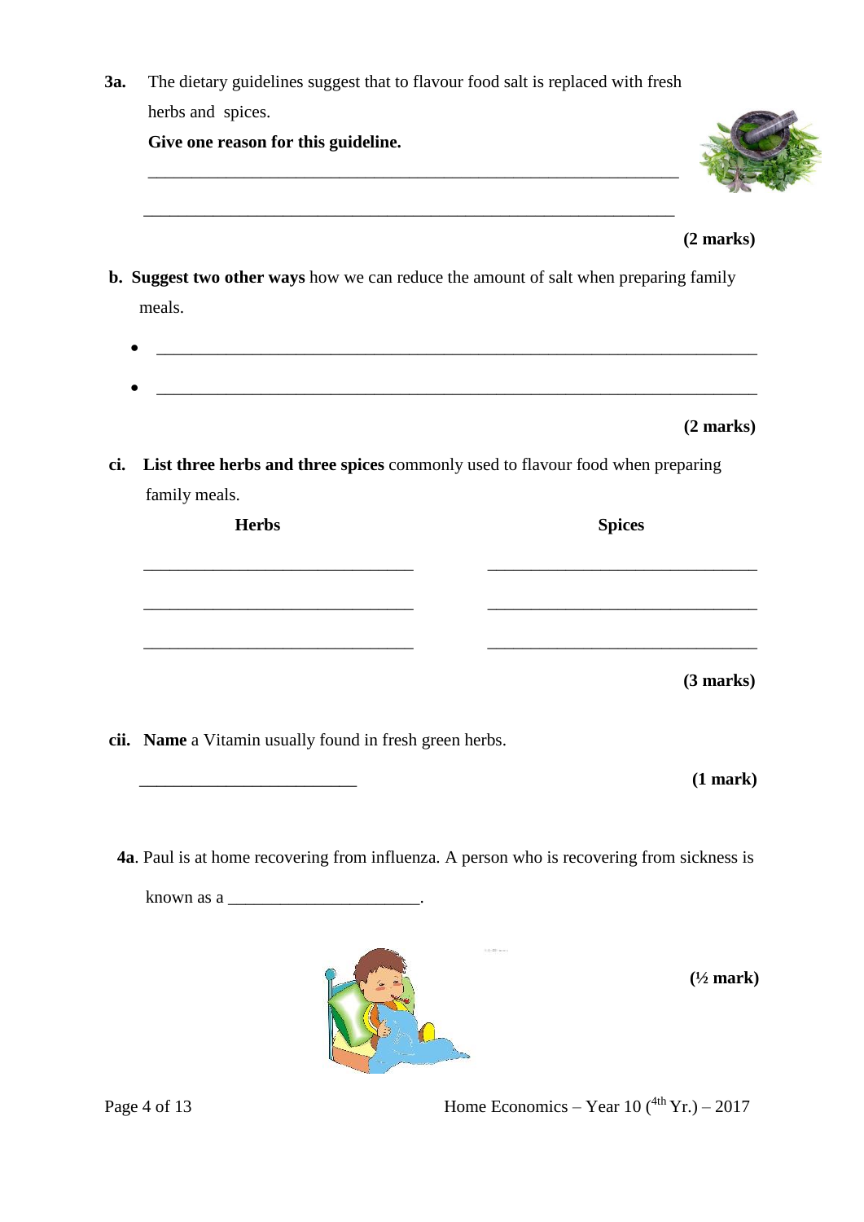**3a.** The dietary guidelines suggest that to flavour food salt is replaced with fresh herbs and spices.

**Give one reason for this guideline.**

_______________________________________________________________

_______________________________________________________________

**(2 marks)**

**b. Suggest two other ways** how we can reduce the amount of salt when preparing family meals.

- _______________________________________________________________
- _______________________________________________________________

**(2 marks)**

**ci. List three herbs and three spices** commonly used to flavour food when preparing family meals.

| Herbs | Spices |
|---|---|
| ______________________ | ______________________ |
| ______________________ | ______________________ |
| ______________________ | ______________________ |

**(3 marks)**

**cii. Name** a Vitamin usually found in fresh green herbs.

________________________ **(1 mark)**

**4a**. Paul is at home recovering from influenza. A person who is recovering from sickness is known as a ______________________.

**(½ mark)**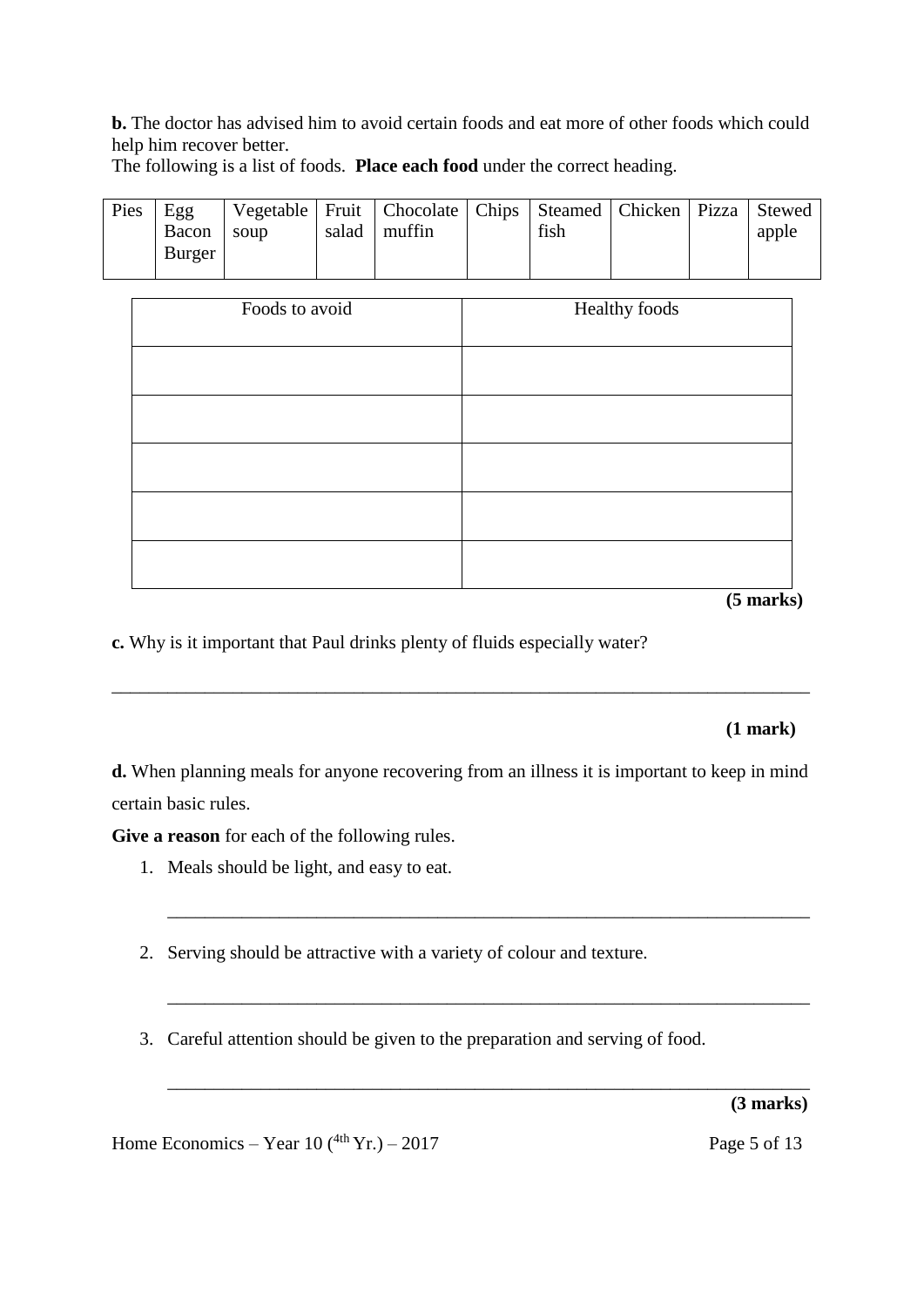**b.** The doctor has advised him to avoid certain foods and eat more of other foods which could help him recover better.
The following is a list of foods. **Place each food** under the correct heading.

| Pies | Egg Bacon Burger | Vegetable soup | Fruit salad | Chocolate muffin | Chips | Steamed fish | Chicken | Pizza | Stewed apple |
|---|---|---|---|---|---|---|---|---|---|

| Foods to avoid | Healthy foods |
|---|---|
| | |
| | |
| | |
| | |
| | |

**(5 marks)**

**c.** Why is it important that Paul drinks plenty of fluids especially water?

_____________________________________________________________________________

**(1 mark)**

**d.** When planning meals for anyone recovering from an illness it is important to keep in mind certain basic rules.

**Give a reason** for each of the following rules.

1. Meals should be light, and easy to eat.

 _____________________________________________________________________

2. Serving should be attractive with a variety of colour and texture.

 _____________________________________________________________________

3. Careful attention should be given to the preparation and serving of food.

 _____________________________________________________________________

**(3 marks)**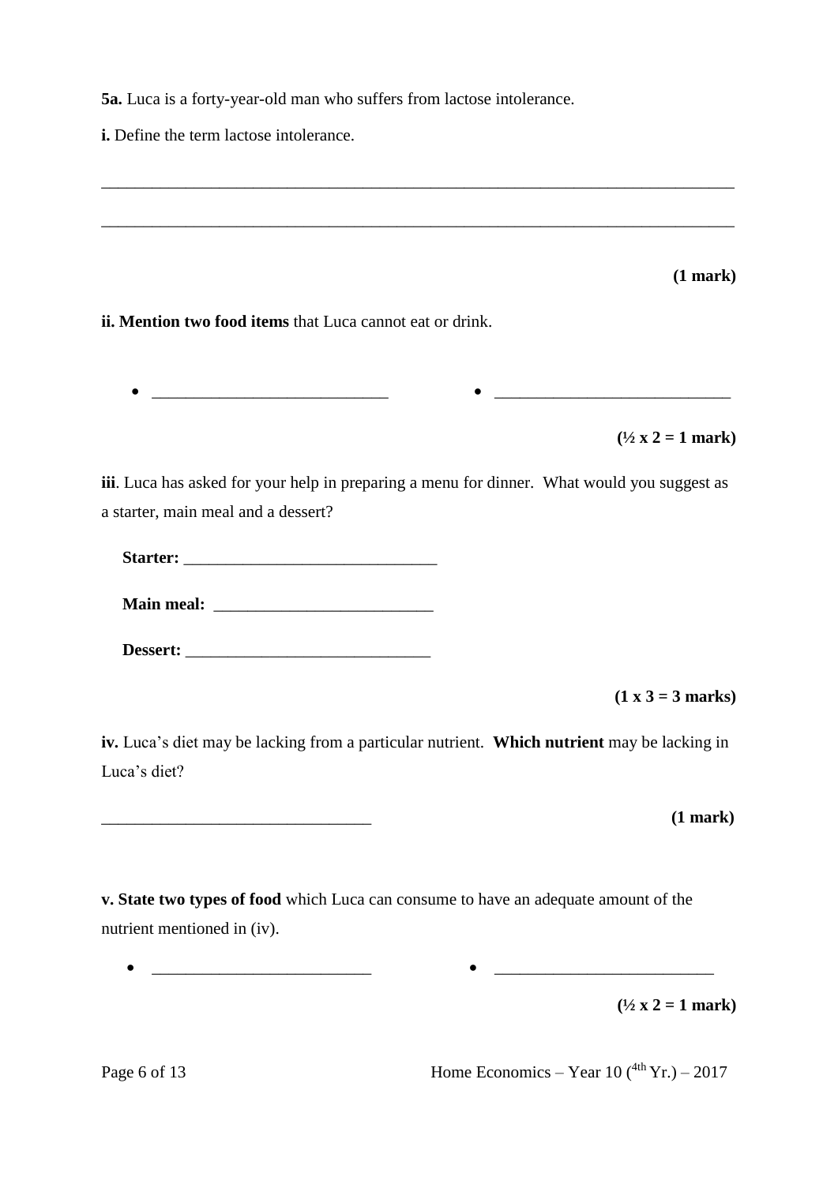**5a.** Luca is a forty-year-old man who suffers from lactose intolerance.

**i.** Define the term lactose intolerance.

_____________________________________________________________________________

_____________________________________________________________________________

**(1 mark)**

**ii. Mention two food items** that Luca cannot eat or drink.

- ____________________________
- ____________________________

**(½ x 2 = 1 mark)**

**iii**. Luca has asked for your help in preparing a menu for dinner. What would you suggest as a starter, main meal and a dessert?

**Starter:** ______________________________

**Main meal:** __________________________

**Dessert:** _____________________________

**(1 x 3 = 3 marks)**

**iv.** Luca's diet may be lacking from a particular nutrient. **Which nutrient** may be lacking in Luca's diet?

________________________________ **(1 mark)**

**v. State two types of food** which Luca can consume to have an adequate amount of the nutrient mentioned in (iv).

- __________________________
- __________________________

**(½ x 2 = 1 mark)**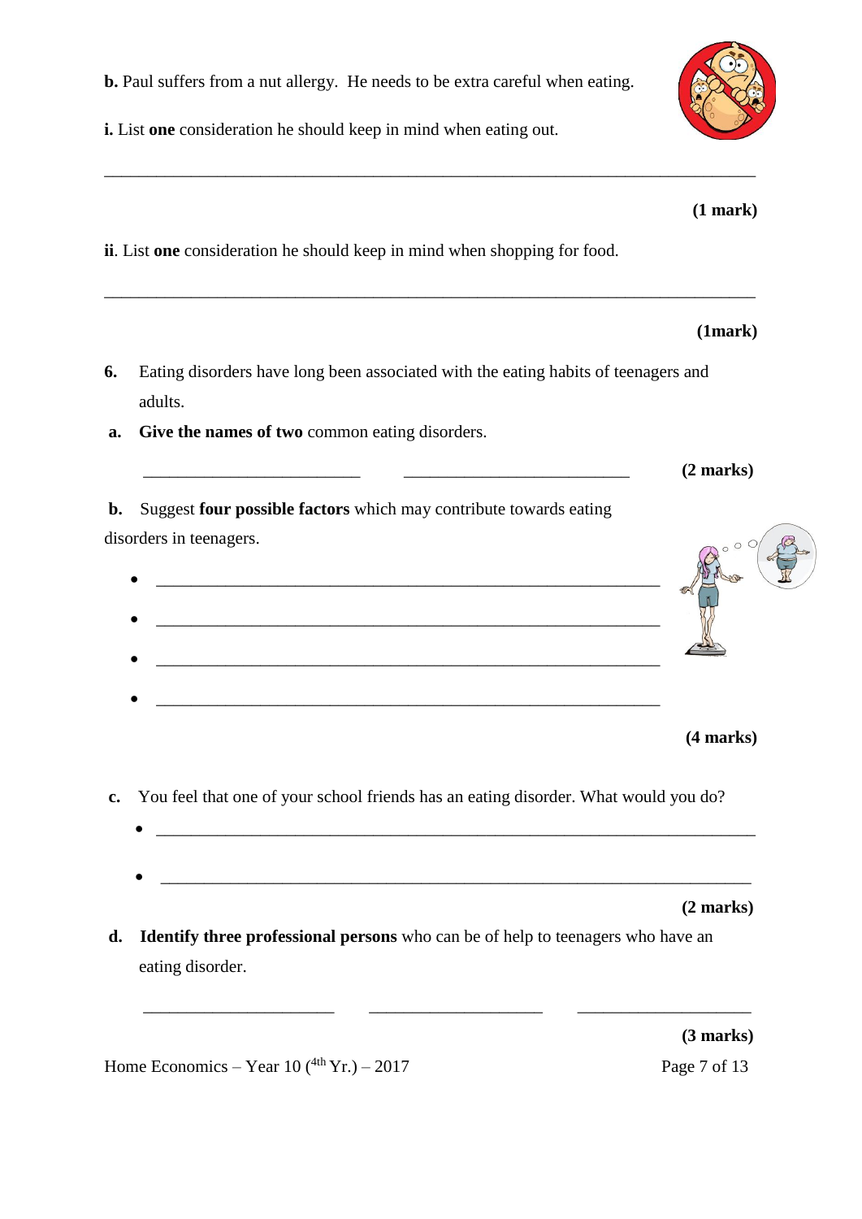**b.** Paul suffers from a nut allergy. He needs to be extra careful when eating.

**i.** List **one** consideration he should keep in mind when eating out.

_______________________________________________________________________________

**(1 mark)**

**ii**. List **one** consideration he should keep in mind when shopping for food.

_______________________________________________________________________________

**(1mark)**

**6.** Eating disorders have long been associated with the eating habits of teenagers and adults.

**a. Give the names of two** common eating disorders.

_________________________ _________________________ **(2 marks)**

**b.** Suggest **four possible factors** which may contribute towards eating disorders in teenagers.

- _________________________________________________________
- _________________________________________________________
- _________________________________________________________
- _________________________________________________________

**(4 marks)**

**c.** You feel that one of your school friends has an eating disorder. What would you do?

- _________________________________________________________________
- _________________________________________________________________

**(2 marks)**

**d. Identify three professional persons** who can be of help to teenagers who have an eating disorder.

_____________________ _____________________ _____________________

**(3 marks)**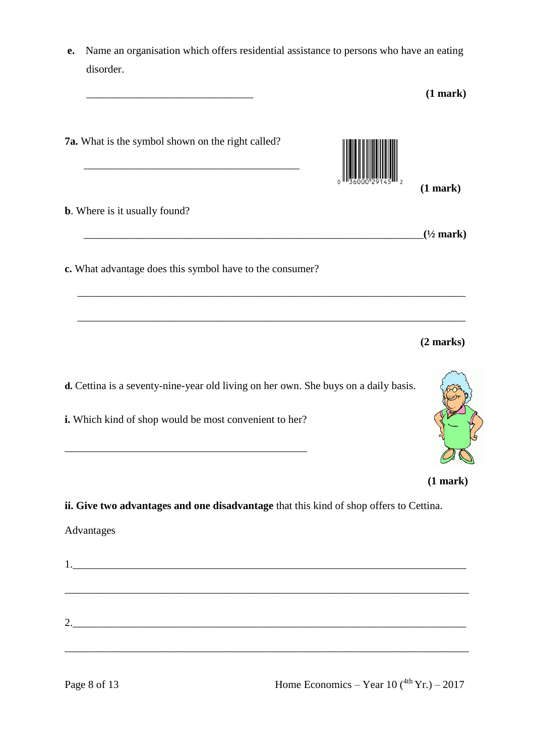**e.** Name an organisation which offers residential assistance to persons who have an eating disorder.

_______________________________ **(1 mark)**

**7a.** What is the symbol shown on the right called?

________________________________________ **(1 mark)**

**b**. Where is it usually found?

_______________________________________________________________**(½ mark)**

**c.** What advantage does this symbol have to the consumer?

________________________________________________________________________

________________________________________________________________________

**(2 marks)**

**d.** Cettina is a seventy-nine-year old living on her own. She buys on a daily basis.

**i.** Which kind of shop would be most convenient to her?

_____________________________________________

**(1 mark)**

**ii. Give two advantages and one disadvantage** that this kind of shop offers to Cettina.

Advantages

1.__________________________________________________________________________

____________________________________________________________________________

2.__________________________________________________________________________

____________________________________________________________________________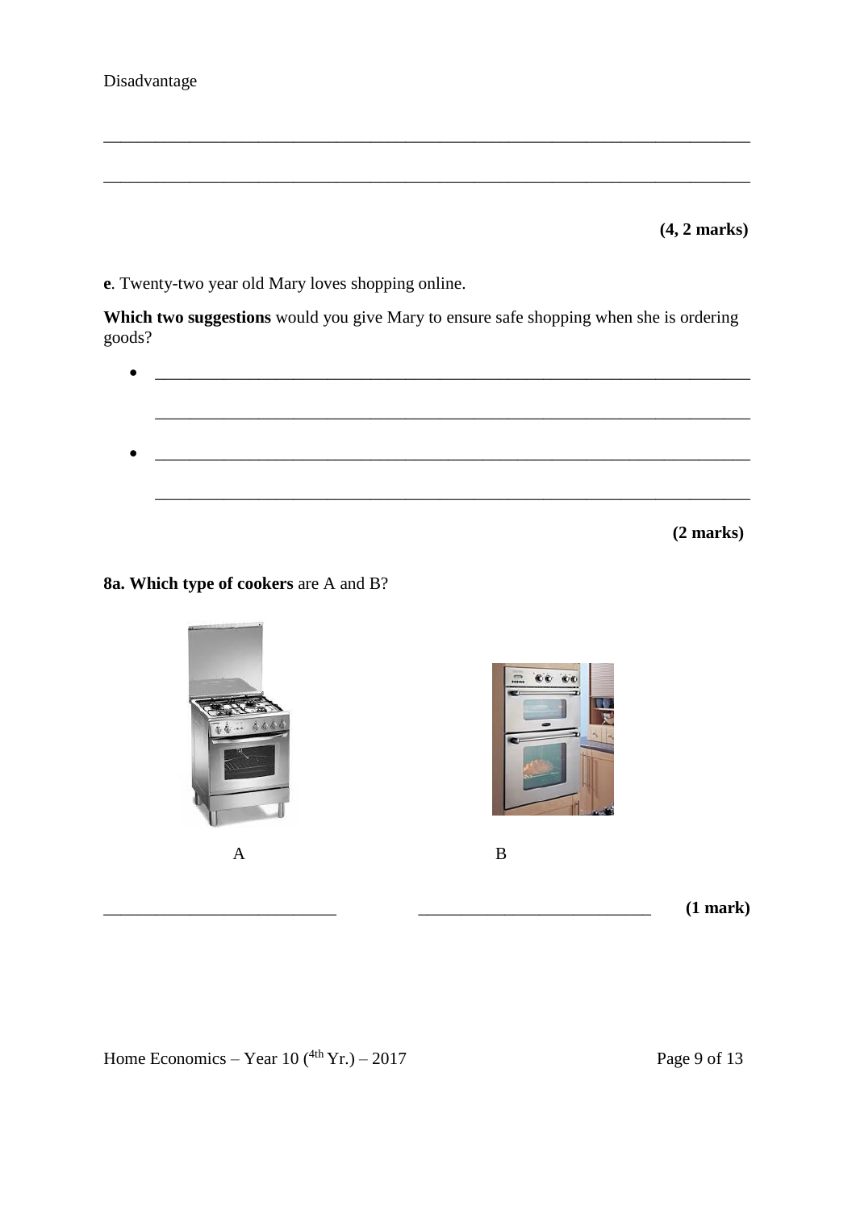Disadvantage

_______________________________________________________________________

_______________________________________________________________________

**(4, 2 marks)**

**e**. Twenty-two year old Mary loves shopping online.

**Which two suggestions** would you give Mary to ensure safe shopping when she is ordering goods?

- _______________________________________________________________

  _______________________________________________________________

- _______________________________________________________________

  _______________________________________________________________

**(2 marks)**

**8a. Which type of cookers** are A and B?

A

B

_________________________ _________________________ **(1 mark)**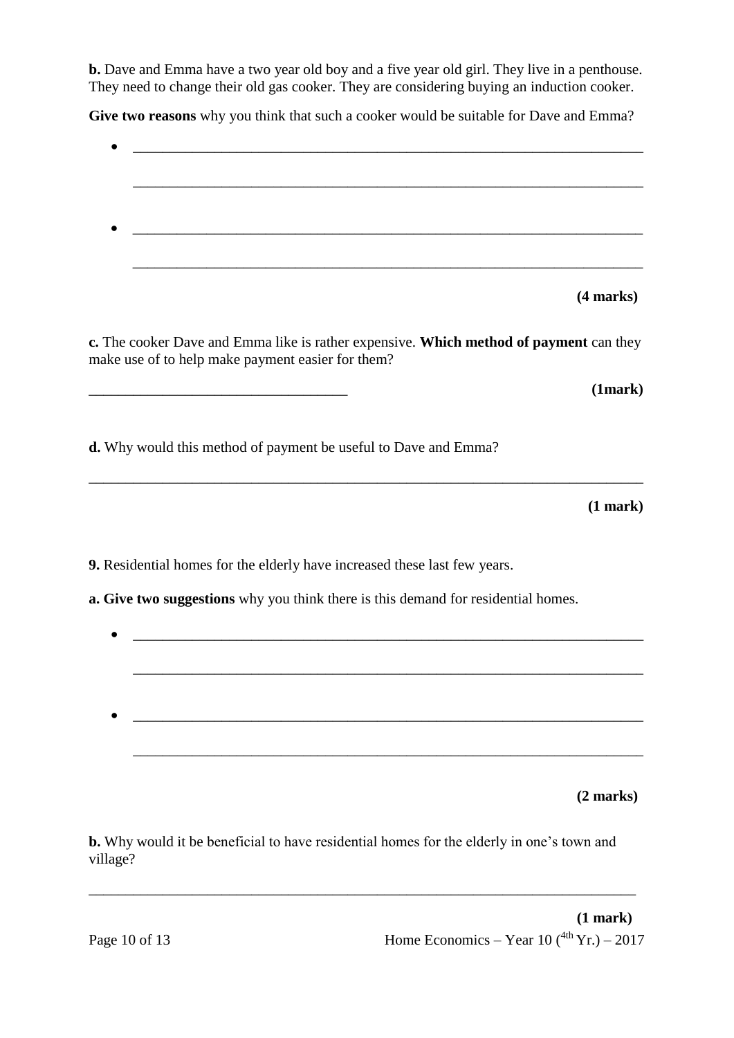**b.** Dave and Emma have a two year old boy and a five year old girl. They live in a penthouse. They need to change their old gas cooker. They are considering buying an induction cooker.

**Give two reasons** why you think that such a cooker would be suitable for Dave and Emma?

- ______________________________________________________________________

  ______________________________________________________________________

- ______________________________________________________________________

  ______________________________________________________________________

**(4 marks)**

**c.** The cooker Dave and Emma like is rather expensive. **Which method of payment** can they make use of to help make payment easier for them?

___________________________________ **(1mark)**

**d.** Why would this method of payment be useful to Dave and Emma?

______________________________________________________________________

**(1 mark)**

**9.** Residential homes for the elderly have increased these last few years.

**a. Give two suggestions** why you think there is this demand for residential homes.

- ______________________________________________________________________

  ______________________________________________________________________

- ______________________________________________________________________

  ______________________________________________________________________

**(2 marks)**

**b.** Why would it be beneficial to have residential homes for the elderly in one's town and village?

______________________________________________________________________

**(1 mark)**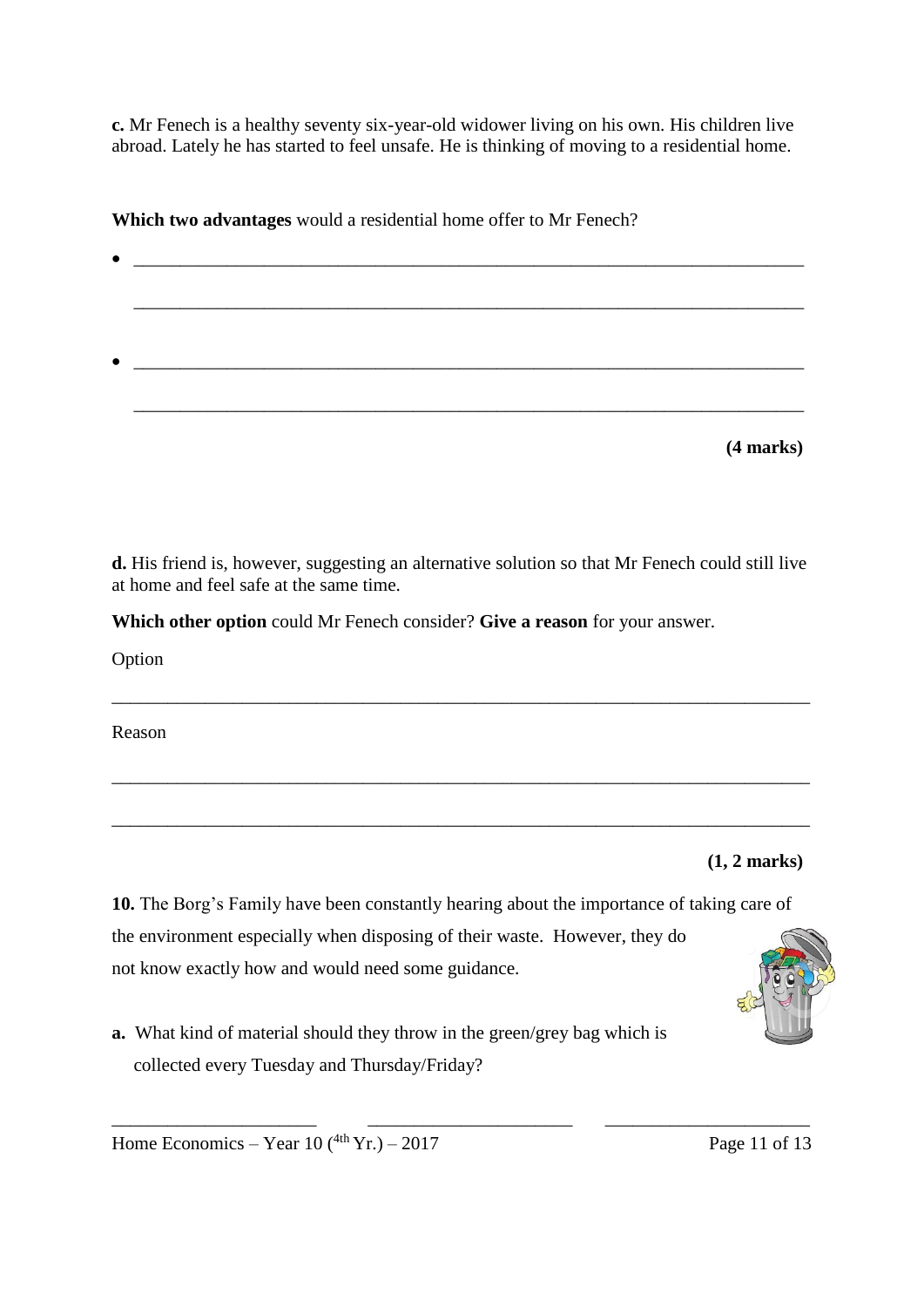**c.** Mr Fenech is a healthy seventy six-year-old widower living on his own. His children live abroad. Lately he has started to feel unsafe. He is thinking of moving to a residential home.

**Which two advantages** would a residential home offer to Mr Fenech?

- ___________________________________________________________________________

  ___________________________________________________________________________

- ___________________________________________________________________________

  ___________________________________________________________________________

**(4 marks)**

**d.** His friend is, however, suggesting an alternative solution so that Mr Fenech could still live at home and feel safe at the same time.

**Which other option** could Mr Fenech consider? **Give a reason** for your answer.

Option

___________________________________________________________________________

Reason

___________________________________________________________________________

___________________________________________________________________________

**(1, 2 marks)**

**10.** The Borg's Family have been constantly hearing about the importance of taking care of the environment especially when disposing of their waste. However, they do not know exactly how and would need some guidance.

**a.** What kind of material should they throw in the green/grey bag which is collected every Tuesday and Thursday/Friday?

______________________ ______________________ ______________________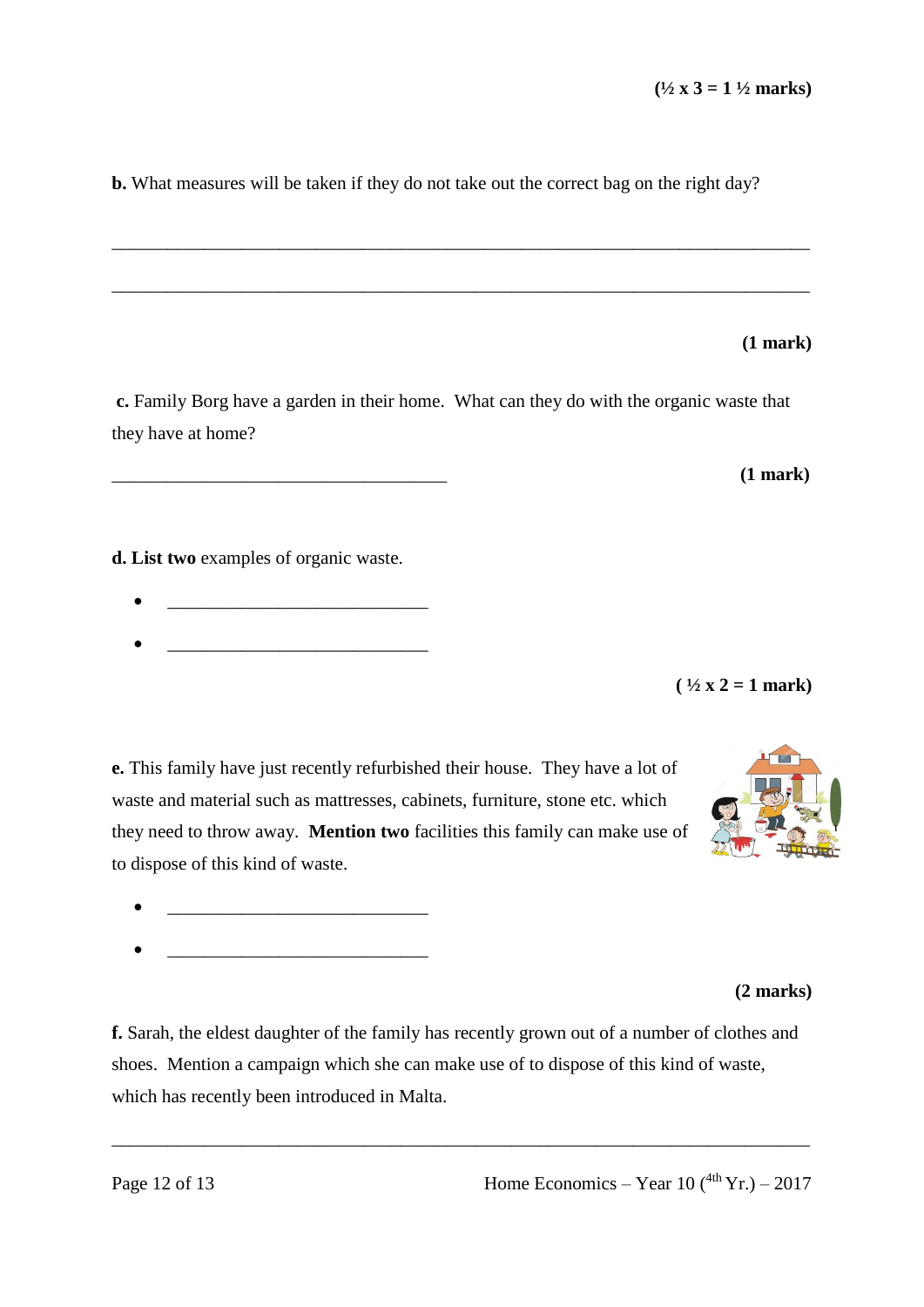**(½ x 3 = 1 ½ marks)**

**b.** What measures will be taken if they do not take out the correct bag on the right day?

\_\_\_\_\_\_\_\_\_\_\_\_\_\_\_\_\_\_\_\_\_\_\_\_\_\_\_\_\_\_\_\_\_\_\_\_\_\_\_\_\_\_\_\_\_\_\_\_\_\_\_\_\_\_\_\_\_\_\_\_\_\_\_\_\_\_\_\_\_\_\_\_

\_\_\_\_\_\_\_\_\_\_\_\_\_\_\_\_\_\_\_\_\_\_\_\_\_\_\_\_\_\_\_\_\_\_\_\_\_\_\_\_\_\_\_\_\_\_\_\_\_\_\_\_\_\_\_\_\_\_\_\_\_\_\_\_\_\_\_\_\_\_\_\_

**(1 mark)**

**c.** Family Borg have a garden in their home. What can they do with the organic waste that they have at home?

\_\_\_\_\_\_\_\_\_\_\_\_\_\_\_\_\_\_\_\_\_\_\_\_\_\_\_\_\_\_\_\_\_\_\_\_ **(1 mark)**

**d. List two** examples of organic waste.

- \_\_\_\_\_\_\_\_\_\_\_\_\_\_\_\_\_\_\_\_\_\_\_\_\_\_\_\_
- \_\_\_\_\_\_\_\_\_\_\_\_\_\_\_\_\_\_\_\_\_\_\_\_\_\_\_\_

**( ½ x 2 = 1 mark)**

**e.** This family have just recently refurbished their house. They have a lot of waste and material such as mattresses, cabinets, furniture, stone etc. which they need to throw away. **Mention two** facilities this family can make use of to dispose of this kind of waste.

- \_\_\_\_\_\_\_\_\_\_\_\_\_\_\_\_\_\_\_\_\_\_\_\_\_\_\_\_
- \_\_\_\_\_\_\_\_\_\_\_\_\_\_\_\_\_\_\_\_\_\_\_\_\_\_\_\_

**(2 marks)**

**f.** Sarah, the eldest daughter of the family has recently grown out of a number of clothes and shoes. Mention a campaign which she can make use of to dispose of this kind of waste, which has recently been introduced in Malta.

\_\_\_\_\_\_\_\_\_\_\_\_\_\_\_\_\_\_\_\_\_\_\_\_\_\_\_\_\_\_\_\_\_\_\_\_\_\_\_\_\_\_\_\_\_\_\_\_\_\_\_\_\_\_\_\_\_\_\_\_\_\_\_\_\_\_\_\_\_\_\_\_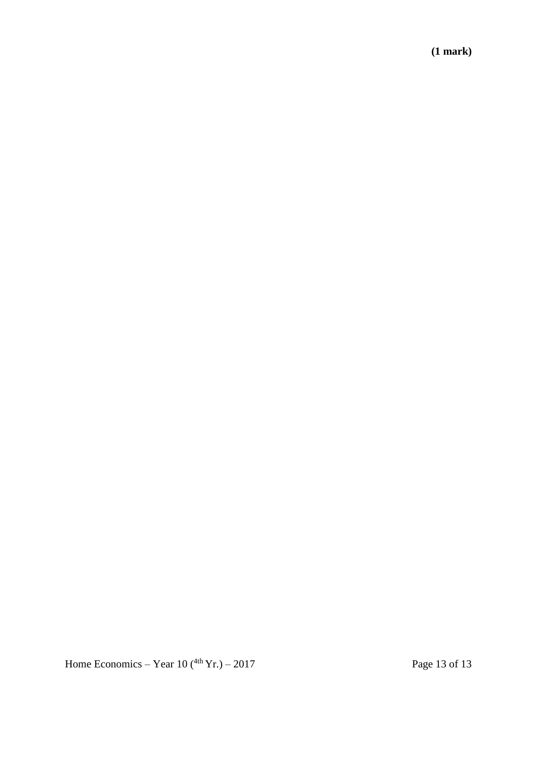**(1 mark)**